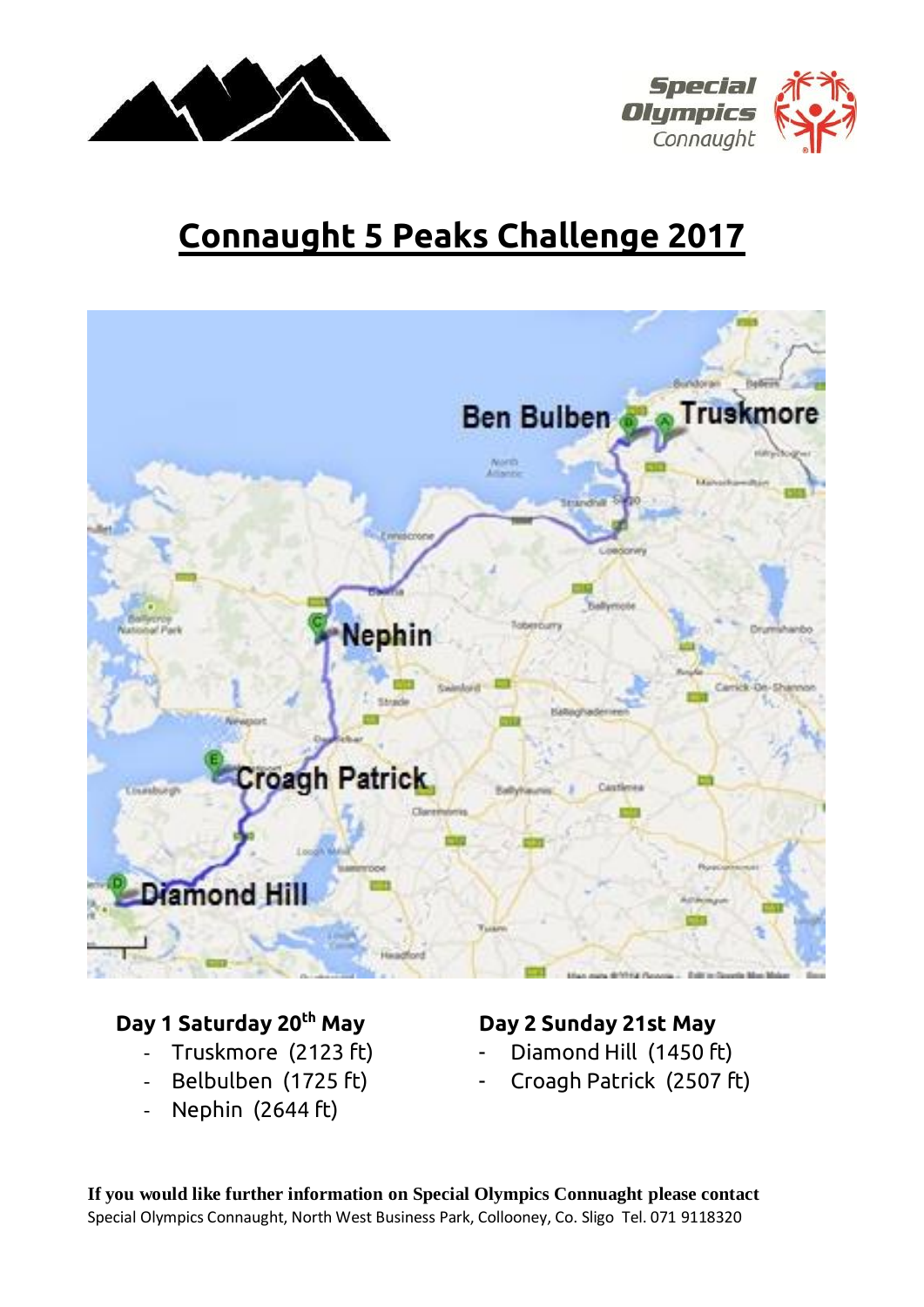# Connaught 5 Peaks Challenge 2017

### Day 1 Saturday 20th May

- Truskmore (2123 ft)
- Belbulben (1725 ft)
- Nephin (2644 ft)

### Day 2 Sunday 21st May

- Diamond Hill (1450 ft)
- Croagh Patrick (2507 ft)

**If you would like further information on Special Olympics Connuaght please contact**

Special Olympics Connaught, North West Business Park, Collooney, Co. Sligo Tel. 071 9118320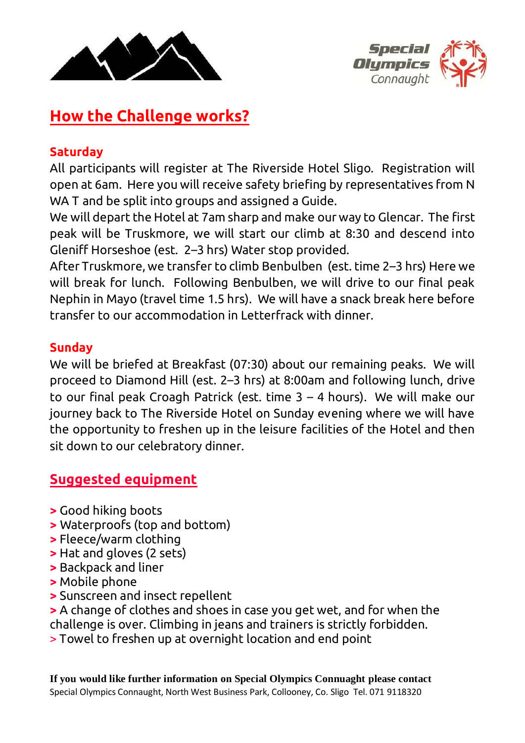## How the Challenge works?

### Saturday

All participants will register at The Riverside Hotel Sligo. Registration will open at 6am. Here you will receive safety briefing by representatives from N WA T and be split into groups and assigned a Guide.

We will depart the Hotel at 7am sharp and make our way to Glencar. The first peak will be Truskmore, we will start our climb at 8:30 and descend into Gleniff Horseshoe (est. 2–3 hrs) Water stop provided.

After Truskmore, we transfer to climb Benbulben (est. time 2–3 hrs) Here we will break for lunch. Following Benbulben, we will drive to our final peak Nephin in Mayo (travel time 1.5 hrs). We will have a snack break here before transfer to our accommodation in Letterfrack with dinner.

### Sunday

We will be briefed at Breakfast (07:30) about our remaining peaks. We will proceed to Diamond Hill (est. 2–3 hrs) at 8:00am and following lunch, drive to our final peak Croagh Patrick (est. time 3 – 4 hours). We will make our journey back to The Riverside Hotel on Sunday evening where we will have the opportunity to freshen up in the leisure facilities of the Hotel and then sit down to our celebratory dinner.

## Suggested equipment

> Good hiking boots
> Waterproofs (top and bottom)
> Fleece/warm clothing
> Hat and gloves (2 sets)
> Backpack and liner
> Mobile phone
> Sunscreen and insect repellent
> A change of clothes and shoes in case you get wet, and for when the challenge is over. Climbing in jeans and trainers is strictly forbidden.
> Towel to freshen up at overnight location and end point

**If you would like further information on Special Olympics Connaught please contact**
Special Olympics Connaught, North West Business Park, Collooney, Co. Sligo Tel. 071 9118320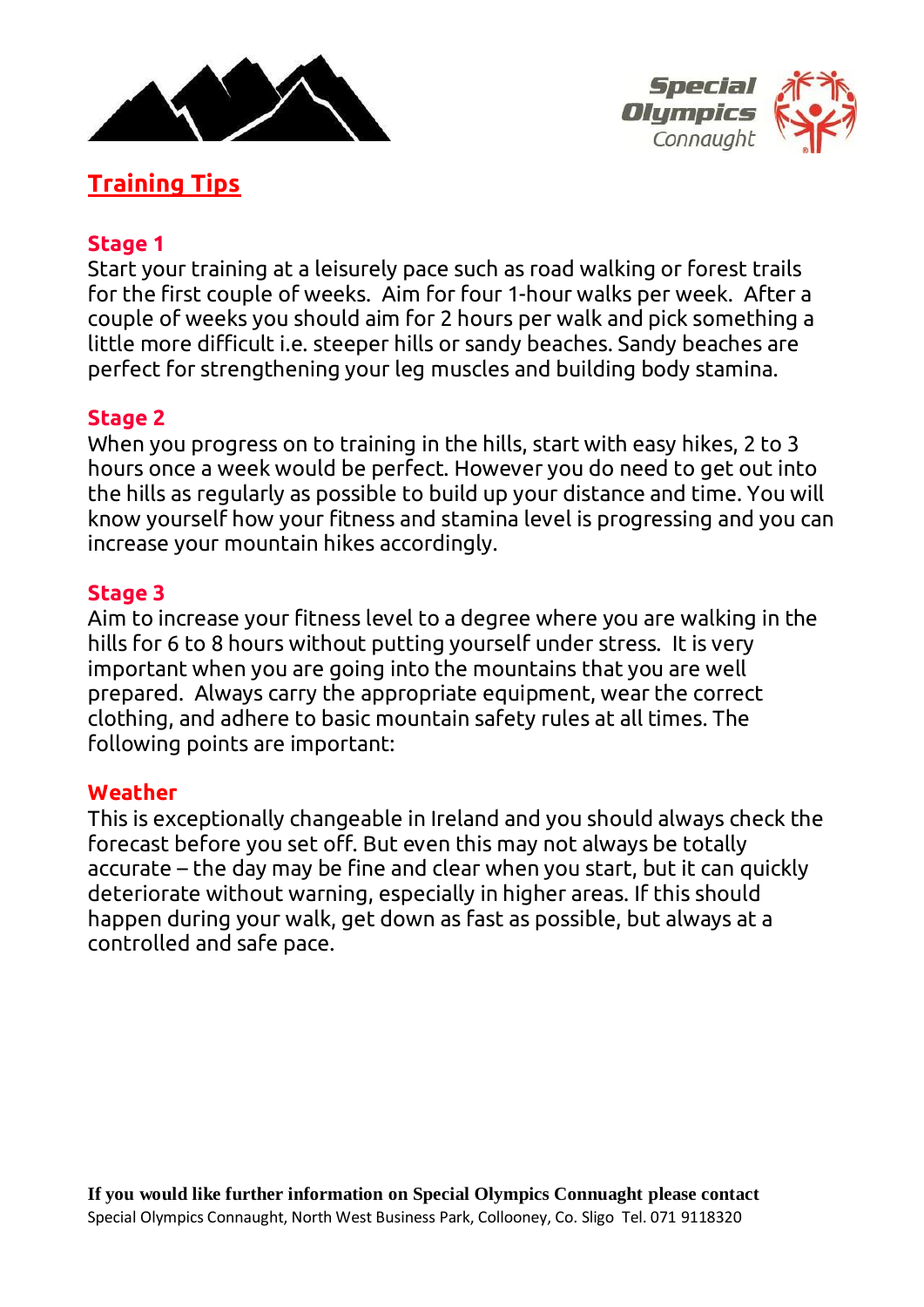## Training Tips

### Stage 1

Start your training at a leisurely pace such as road walking or forest trails for the first couple of weeks. Aim for four 1-hour walks per week. After a couple of weeks you should aim for 2 hours per walk and pick something a little more difficult i.e. steeper hills or sandy beaches. Sandy beaches are perfect for strengthening your leg muscles and building body stamina.

### Stage 2

When you progress on to training in the hills, start with easy hikes, 2 to 3 hours once a week would be perfect. However you do need to get out into the hills as regularly as possible to build up your distance and time. You will know yourself how your fitness and stamina level is progressing and you can increase your mountain hikes accordingly.

### Stage 3

Aim to increase your fitness level to a degree where you are walking in the hills for 6 to 8 hours without putting yourself under stress. It is very important when you are going into the mountains that you are well prepared. Always carry the appropriate equipment, wear the correct clothing, and adhere to basic mountain safety rules at all times. The following points are important:

### Weather

This is exceptionally changeable in Ireland and you should always check the forecast before you set off. But even this may not always be totally accurate – the day may be fine and clear when you start, but it can quickly deteriorate without warning, especially in higher areas. If this should happen during your walk, get down as fast as possible, but always at a controlled and safe pace.

**If you would like further information on Special Olympics Connaught please contact**

Special Olympics Connaught, North West Business Park, Collooney, Co. Sligo Tel. 071 9118320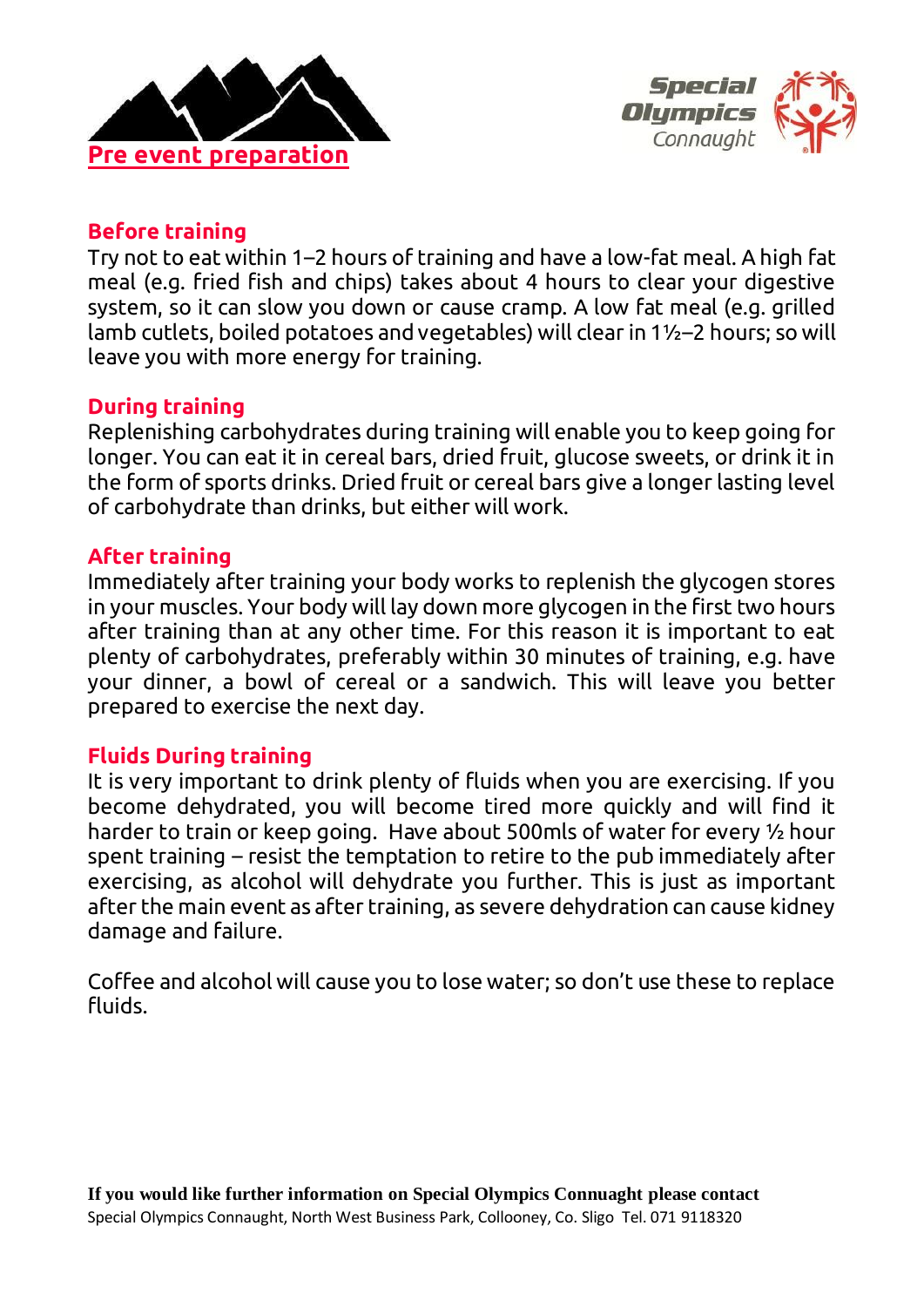# Pre event preparation

## Before training

Try not to eat within 1–2 hours of training and have a low-fat meal. A high fat meal (e.g. fried fish and chips) takes about 4 hours to clear your digestive system, so it can slow you down or cause cramp. A low fat meal (e.g. grilled lamb cutlets, boiled potatoes and vegetables) will clear in 1½–2 hours; so will leave you with more energy for training.

## During training

Replenishing carbohydrates during training will enable you to keep going for longer. You can eat it in cereal bars, dried fruit, glucose sweets, or drink it in the form of sports drinks. Dried fruit or cereal bars give a longer lasting level of carbohydrate than drinks, but either will work.

## After training

Immediately after training your body works to replenish the glycogen stores in your muscles. Your body will lay down more glycogen in the first two hours after training than at any other time. For this reason it is important to eat plenty of carbohydrates, preferably within 30 minutes of training, e.g. have your dinner, a bowl of cereal or a sandwich. This will leave you better prepared to exercise the next day.

## Fluids During training

It is very important to drink plenty of fluids when you are exercising. If you become dehydrated, you will become tired more quickly and will find it harder to train or keep going. Have about 500mls of water for every ½ hour spent training – resist the temptation to retire to the pub immediately after exercising, as alcohol will dehydrate you further. This is just as important after the main event as after training, as severe dehydration can cause kidney damage and failure.

Coffee and alcohol will cause you to lose water; so don't use these to replace fluids.

**If you would like further information on Special Olympics Connaught please contact**
Special Olympics Connaught, North West Business Park, Collooney, Co. Sligo Tel. 071 9118320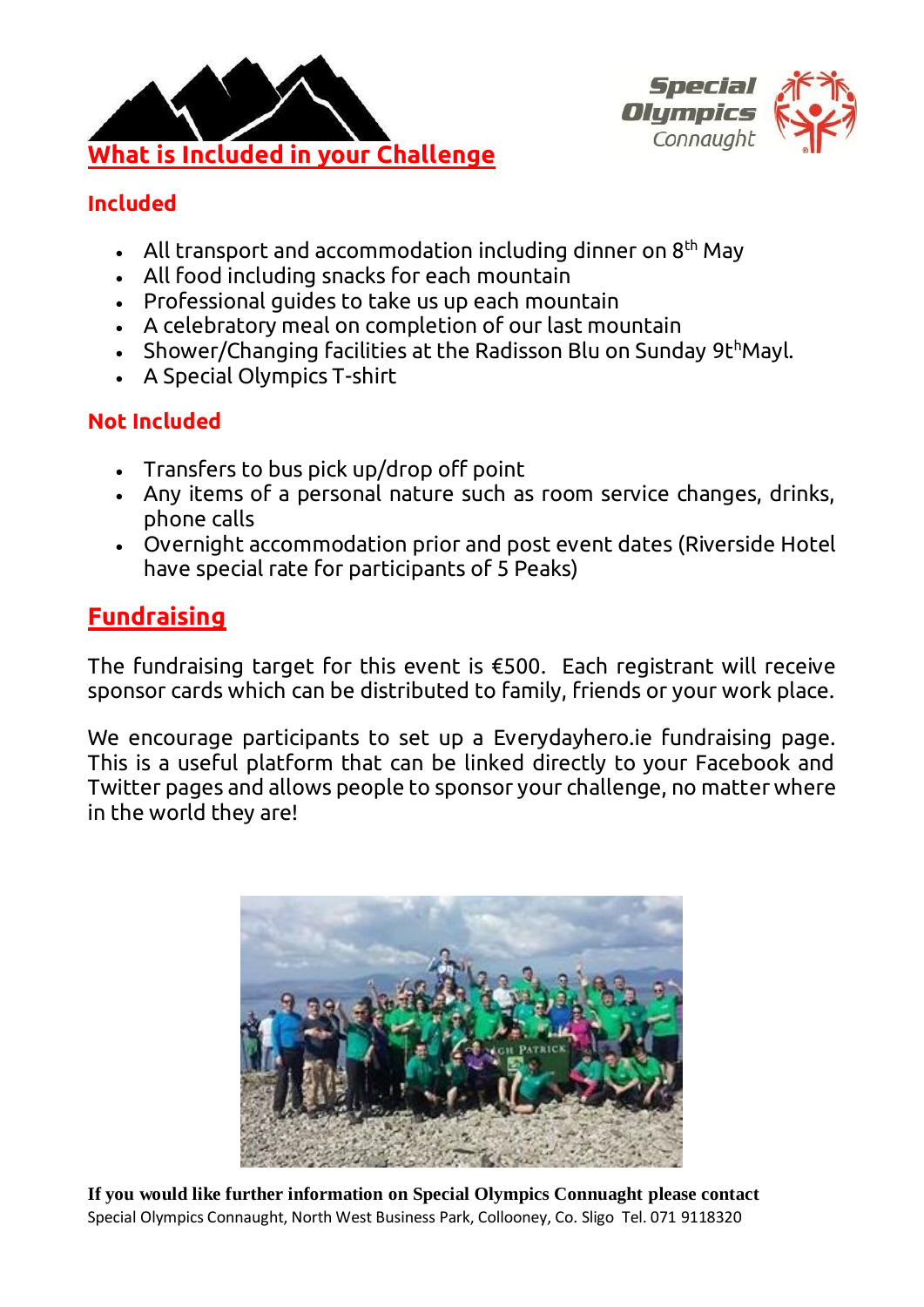## What is Included in your Challenge

### Included

- All transport and accommodation including dinner on 8th May
- All food including snacks for each mountain
- Professional guides to take us up each mountain
- A celebratory meal on completion of our last mountain
- Shower/Changing facilities at the Radisson Blu on Sunday 9thMayl.
- A Special Olympics T-shirt

### Not Included

- Transfers to bus pick up/drop off point
- Any items of a personal nature such as room service changes, drinks, phone calls
- Overnight accommodation prior and post event dates (Riverside Hotel have special rate for participants of 5 Peaks)

## Fundraising

The fundraising target for this event is €500. Each registrant will receive sponsor cards which can be distributed to family, friends or your work place.

We encourage participants to set up a Everydayhero.ie fundraising page. This is a useful platform that can be linked directly to your Facebook and Twitter pages and allows people to sponsor your challenge, no matter where in the world they are!

**If you would like further information on Special Olympics Connaught please contact**
Special Olympics Connaught, North West Business Park, Collooney, Co. Sligo Tel. 071 9118320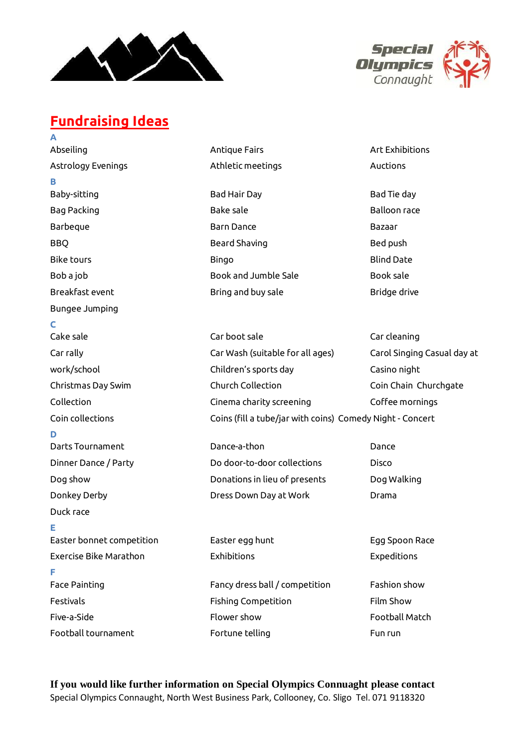# Fundraising Ideas

**A**

- Abseiling
- Antique Fairs
- Art Exhibitions
- Astrology Evenings
- Athletic meetings
- Auctions

**B**

- Baby-sitting
- Bad Hair Day
- Bad Tie day
- Bag Packing
- Bake sale
- Balloon race
- Barbeque
- Barn Dance
- Bazaar
- BBQ
- Beard Shaving
- Bed push
- Bike tours
- Bingo
- Blind Date
- Bob a job
- Book and Jumble Sale
- Book sale
- Breakfast event
- Bring and buy sale
- Bridge drive
- Bungee Jumping

**C**

- Cake sale
- Car boot sale
- Car cleaning
- Car rally
- Car Wash (suitable for all ages)
- Carol Singing Casual day at work/school
- Children's sports day
- Casino night
- Christmas Day Swim
- Church Collection
- Coin Chain Churchgate Collection
- Cinema charity screening
- Coffee mornings
- Coin collections
- Coins (fill a tube/jar with coins)
- Comedy Night - Concert

**D**

- Darts Tournament
- Dance-a-thon
- Dance
- Dinner Dance / Party
- Do door-to-door collections
- Disco
- Dog show
- Donations in lieu of presents
- Dog Walking
- Donkey Derby
- Dress Down Day at Work
- Drama
- Duck race

**E**

- Easter bonnet competition
- Easter egg hunt
- Egg Spoon Race
- Exercise Bike Marathon
- Exhibitions
- Expeditions

**F**

- Face Painting
- Fancy dress ball / competition
- Fashion show
- Festivals
- Fishing Competition
- Film Show
- Five-a-Side
- Flower show
- Football Match
- Football tournament
- Fortune telling
- Fun run

**If you would like further information on Special Olympics Connaught please contact**

Special Olympics Connaught, North West Business Park, Collooney, Co. Sligo Tel. 071 9118320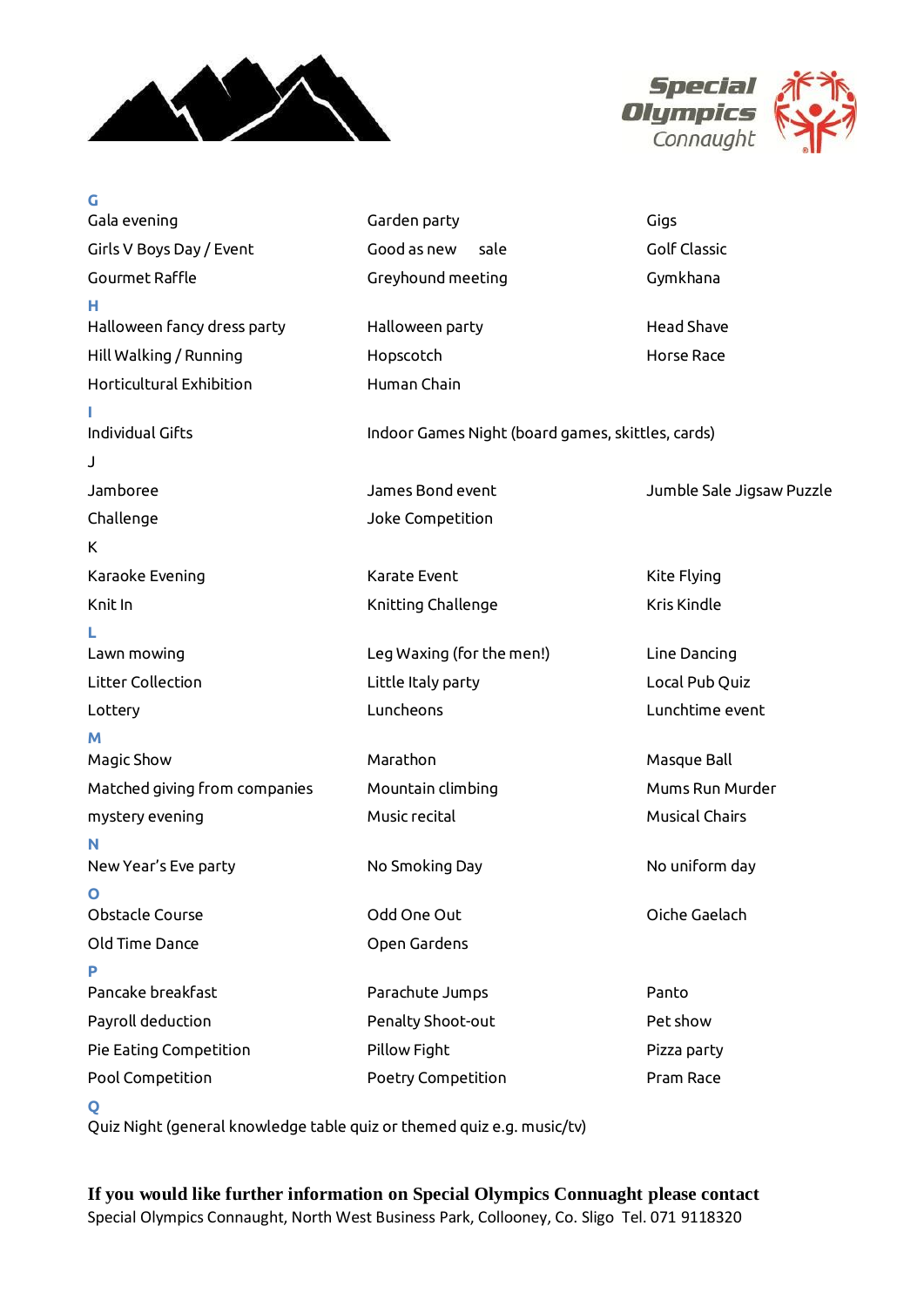**G**

Gala evening
Garden party
Gigs
Girls V Boys Day / Event
Good as new sale
Golf Classic
Gourmet Raffle
Greyhound meeting
Gymkhana

**H**

Halloween fancy dress party
Halloween party
Head Shave
Hill Walking / Running
Hopscotch
Horse Race
Horticultural Exhibition
Human Chain

**I**

Individual Gifts
Indoor Games Night (board games, skittles, cards)

J

Jamboree
James Bond event
Jumble Sale Jigsaw Puzzle
Challenge
Joke Competition

K

Karaoke Evening
Karate Event
Kite Flying
Knit In
Knitting Challenge
Kris Kindle

**L**

Lawn mowing
Leg Waxing (for the men!)
Line Dancing
Litter Collection
Little Italy party
Local Pub Quiz
Lottery
Luncheons
Lunchtime event

**M**

Magic Show
Marathon
Masque Ball
Matched giving from companies
Mountain climbing
Mums Run Murder
mystery evening
Music recital
Musical Chairs

**N**

New Year's Eve party
No Smoking Day
No uniform day

**O**

Obstacle Course
Odd One Out
Oiche Gaelach
Old Time Dance
Open Gardens

**P**

Pancake breakfast
Parachute Jumps
Panto
Payroll deduction
Penalty Shoot-out
Pet show
Pie Eating Competition
Pillow Fight
Pizza party
Pool Competition
Poetry Competition
Pram Race

**Q**

Quiz Night (general knowledge table quiz or themed quiz e.g. music/tv)

**If you would like further information on Special Olympics Connaught please contact**

Special Olympics Connaught, North West Business Park, Collooney, Co. Sligo Tel. 071 9118320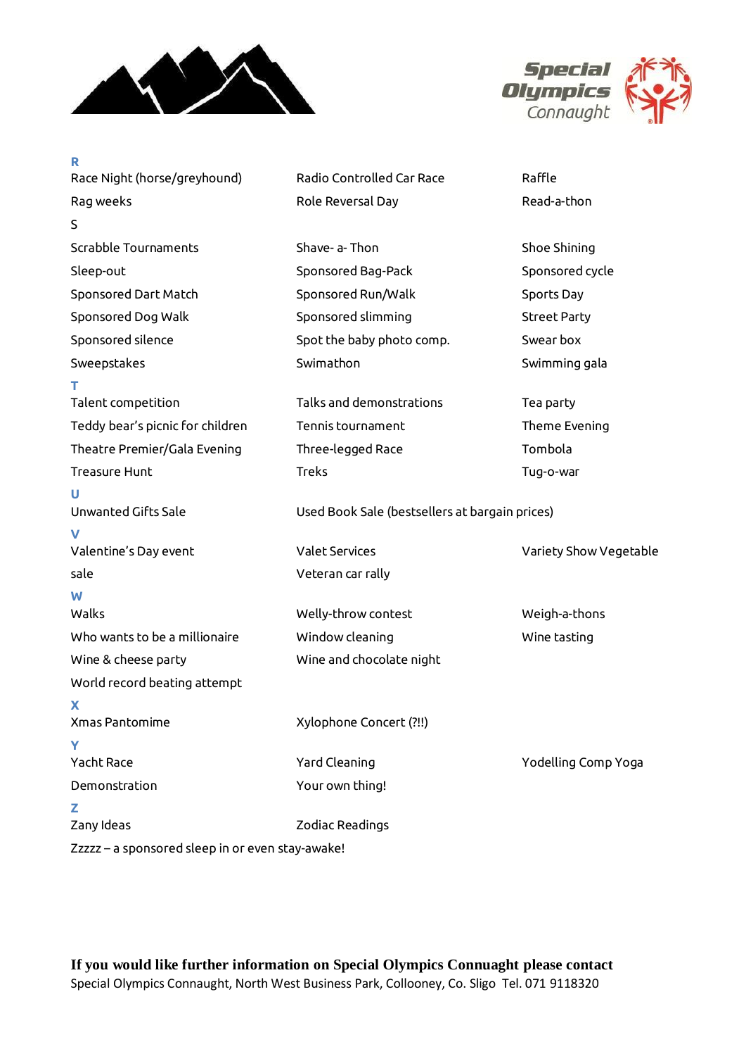**R**

Race Night (horse/greyhound)
Radio Controlled Car Race
Raffle
Rag weeks
Role Reversal Day
Read-a-thon

S

Scrabble Tournaments
Shave- a- Thon
Shoe Shining
Sleep-out
Sponsored Bag-Pack
Sponsored cycle
Sponsored Dart Match
Sponsored Run/Walk
Sports Day
Sponsored Dog Walk
Sponsored slimming
Street Party
Sponsored silence
Spot the baby photo comp.
Swear box
Sweepstakes
Swimathon
Swimming gala

**T**

Talent competition
Talks and demonstrations
Tea party
Teddy bear's picnic for children
Tennis tournament
Theme Evening
Theatre Premier/Gala Evening
Three-legged Race
Tombola
Treasure Hunt
Treks
Tug-o-war

**U**

Unwanted Gifts Sale
Used Book Sale (bestsellers at bargain prices)

**V**

Valentine's Day event
Valet Services
Variety Show Vegetable sale
Veteran car rally

**W**

Walks
Welly-throw contest
Weigh-a-thons
Who wants to be a millionaire
Window cleaning
Wine tasting
Wine & cheese party
Wine and chocolate night
World record beating attempt

**X**

Xmas Pantomime
Xylophone Concert (?!!)

**Y**

Yacht Race
Yard Cleaning
Yodelling Comp Yoga Demonstration
Your own thing!

**Z**

Zany Ideas
Zodiac Readings
Zzzzz – a sponsored sleep in or even stay-awake!

**If you would like further information on Special Olympics Connaught please contact**
Special Olympics Connaught, North West Business Park, Collooney, Co. Sligo Tel. 071 9118320